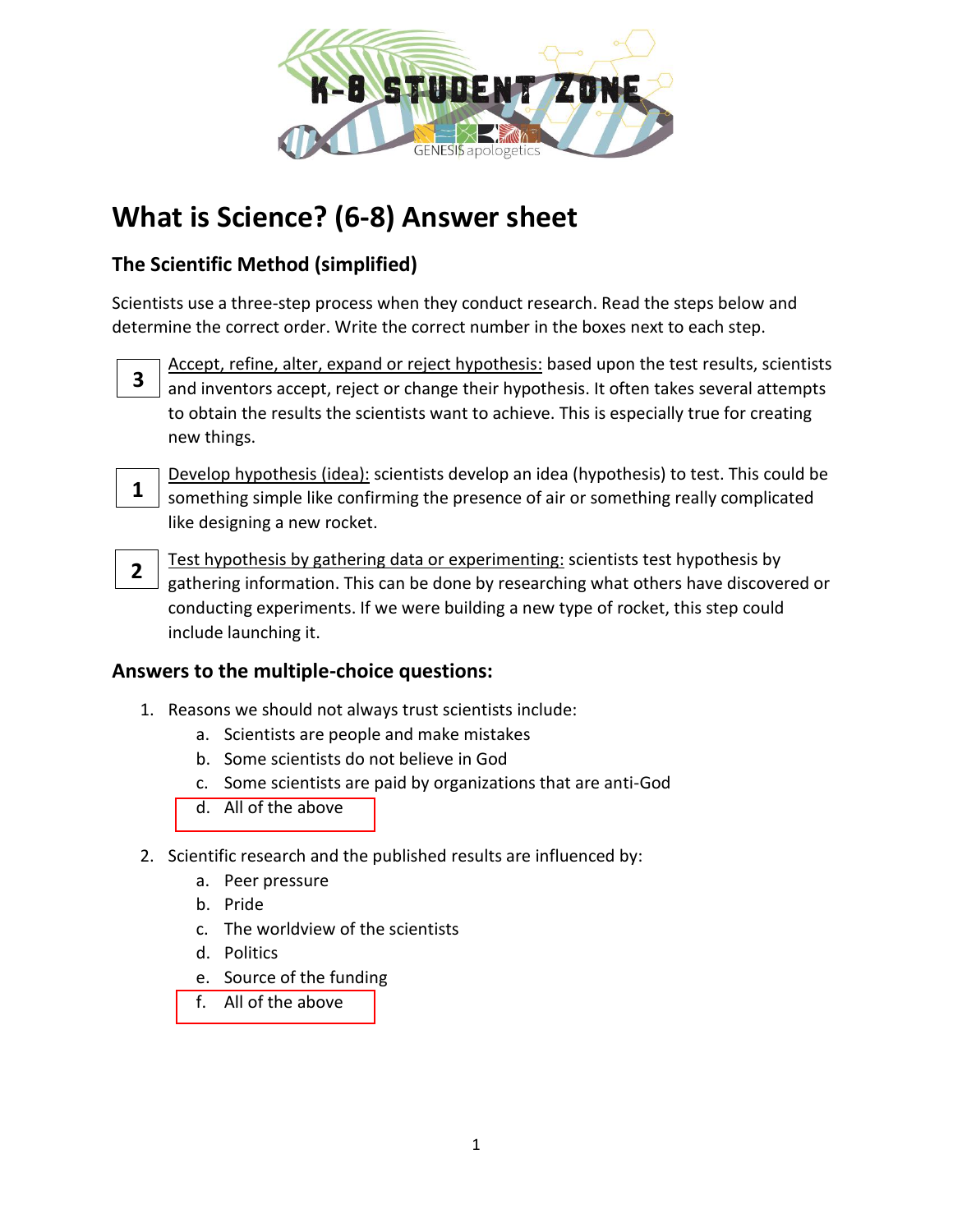# What is Science? (6-8) Answer sheet

## The Scientific Method (simplified)

Scientists use a three-step process when they conduct research. Read the steps below and determine the correct order. Write the correct number in the boxes next to each step.

**3** Accept, refine, alter, expand or reject hypothesis: based upon the test results, scientists and inventors accept, reject or change their hypothesis. It often takes several attempts to obtain the results the scientists want to achieve. This is especially true for creating new things.

**1** Develop hypothesis (idea): scientists develop an idea (hypothesis) to test. This could be something simple like confirming the presence of air or something really complicated like designing a new rocket.

**2** Test hypothesis by gathering data or experimenting: scientists test hypothesis by gathering information. This can be done by researching what others have discovered or conducting experiments. If we were building a new type of rocket, this step could include launching it.

### Answers to the multiple-choice questions:

1. Reasons we should not always trust scientists include:
   a. Scientists are people and make mistakes
   b. Some scientists do not believe in God
   c. Some scientists are paid by organizations that are anti-God
   d. **All of the above**

2. Scientific research and the published results are influenced by:
   a. Peer pressure
   b. Pride
   c. The worldview of the scientists
   d. Politics
   e. Source of the funding
   f. **All of the above**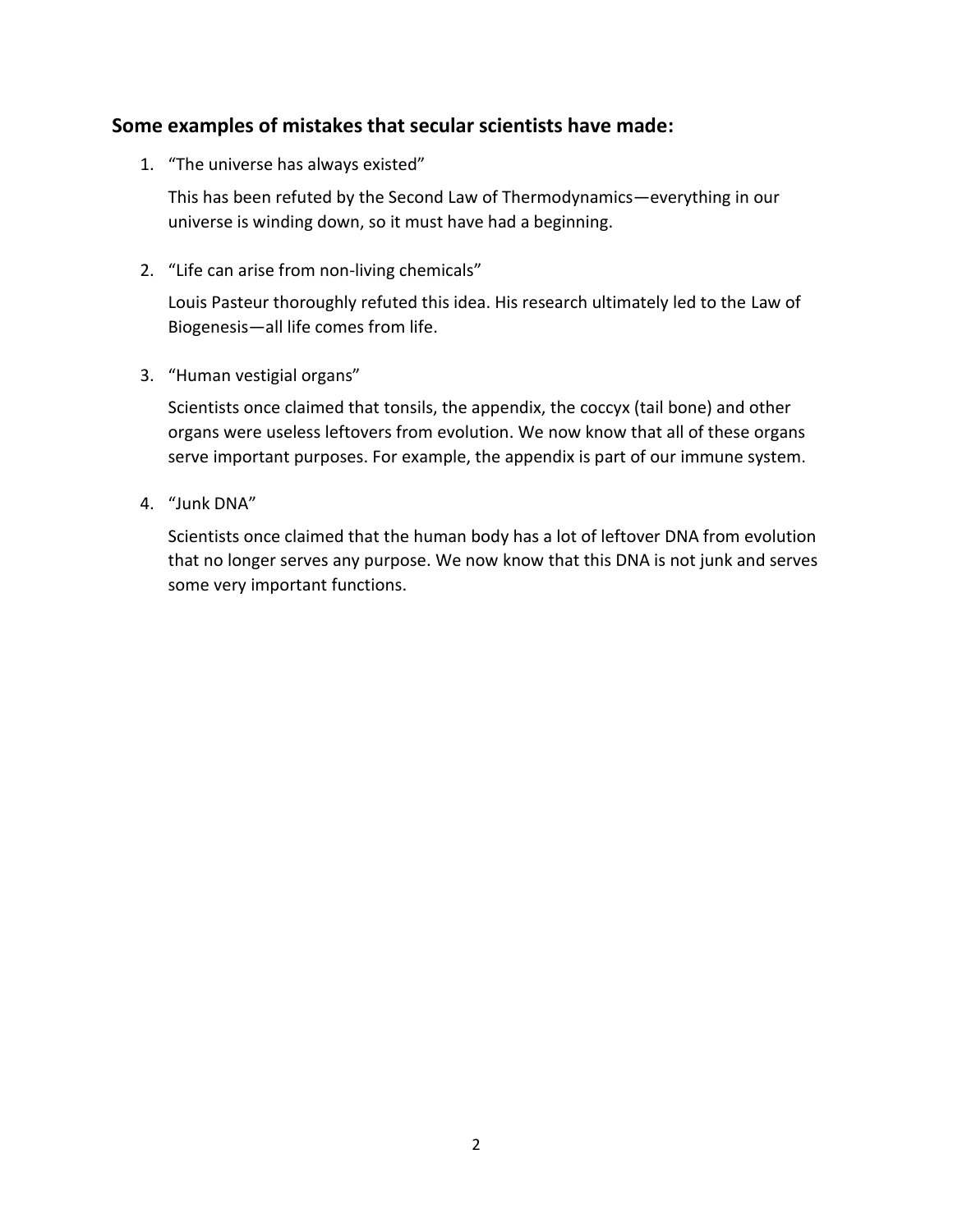## Some examples of mistakes that secular scientists have made:

1. “The universe has always existed”

   This has been refuted by the Second Law of Thermodynamics—everything in our universe is winding down, so it must have had a beginning.

2. “Life can arise from non-living chemicals”

   Louis Pasteur thoroughly refuted this idea. His research ultimately led to the Law of Biogenesis—all life comes from life.

3. “Human vestigial organs”

   Scientists once claimed that tonsils, the appendix, the coccyx (tail bone) and other organs were useless leftovers from evolution. We now know that all of these organs serve important purposes. For example, the appendix is part of our immune system.

4. “Junk DNA”

   Scientists once claimed that the human body has a lot of leftover DNA from evolution that no longer serves any purpose. We now know that this DNA is not junk and serves some very important functions.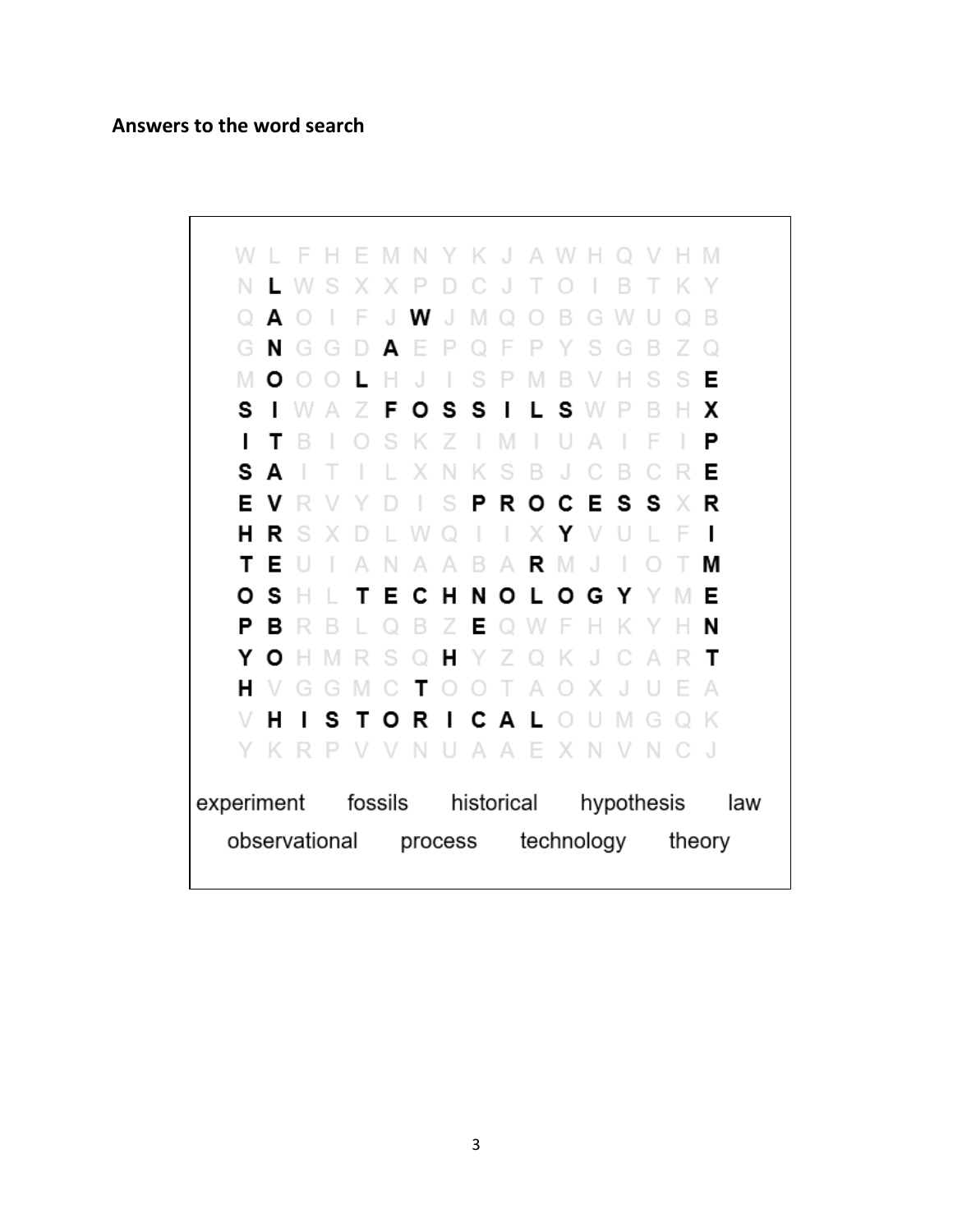**Answers to the word search**

```
W L F H E M N Y K J A W H Q V H M
N L W S X X P D C J T O I B T K Y
Q A O I F J W J M Q O B G W U Q B
G N G G D A E P Q F P Y S G B Z Q
M O O O L H J I S P M B V H S S E
S I W A Z F O S S I L S W P B H X
I T B I O S K Z I M I U A I F I P
S A I T I L X N K S B J C B C R E
E V R V Y D I S P R O C E S S X R
H R S X D L W Q I I X Y V U L F I
T E U I A N A A B A R M J I O T M
O S H L T E C H N O L O G Y Y M E
P B R B L Q B Z E Q W F H K Y H N
Y O H M R S Q H Y Z Q K J C A R T
H V G G M C T O O T A O X J U E A
V H I S T O R I C A L O U M G Q K
Y K R P V V N U A A E X N V N C J
```

experiment fossils historical hypothesis law
observational process technology theory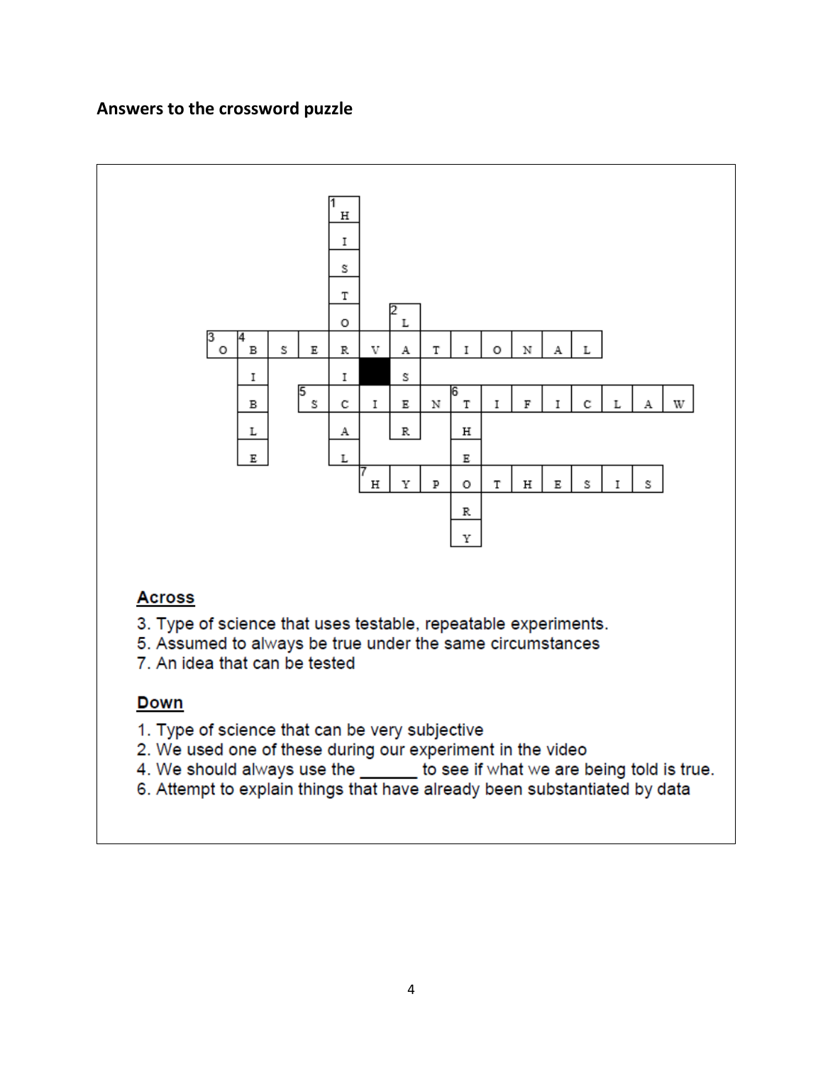## Answers to the crossword puzzle

1 HISTORICAL
2 LASER
3 OBSERVATIONAL
4 BIBLE
5 SCIENTIFICLAW
6 THEORY
7 HYPOTHESIS

### Across

3. Type of science that uses testable, repeatable experiments.
5. Assumed to always be true under the same circumstances
7. An idea that can be tested

### Down

1. Type of science that can be very subjective
2. We used one of these during our experiment in the video
4. We should always use the ______ to see if what we are being told is true.
6. Attempt to explain things that have already been substantiated by data